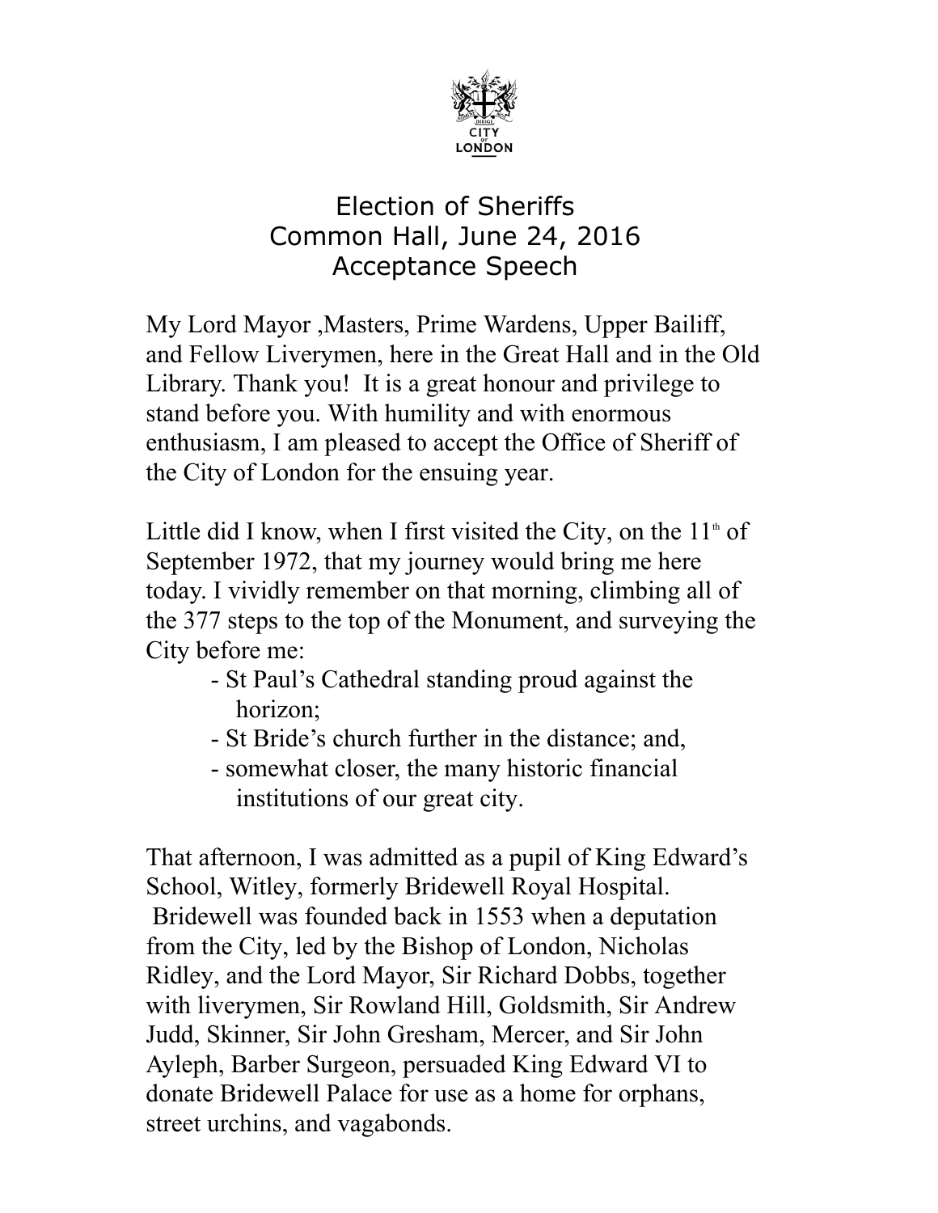CITY OF LONDON

# Election of Sheriffs
## Common Hall, June 24, 2016
## Acceptance Speech

My Lord Mayor ,Masters, Prime Wardens, Upper Bailiff, and Fellow Liverymen, here in the Great Hall and in the Old Library. Thank you! It is a great honour and privilege to stand before you. With humility and with enormous enthusiasm, I am pleased to accept the Office of Sheriff of the City of London for the ensuing year.

Little did I know, when I first visited the City, on the 11th of September 1972, that my journey would bring me here today. I vividly remember on that morning, climbing all of the 377 steps to the top of the Monument, and surveying the City before me:

- St Paul's Cathedral standing proud against the horizon;
- St Bride's church further in the distance; and,
- somewhat closer, the many historic financial institutions of our great city.

That afternoon, I was admitted as a pupil of King Edward's School, Witley, formerly Bridewell Royal Hospital. Bridewell was founded back in 1553 when a deputation from the City, led by the Bishop of London, Nicholas Ridley, and the Lord Mayor, Sir Richard Dobbs, together with liverymen, Sir Rowland Hill, Goldsmith, Sir Andrew Judd, Skinner, Sir John Gresham, Mercer, and Sir John Ayleph, Barber Surgeon, persuaded King Edward VI to donate Bridewell Palace for use as a home for orphans, street urchins, and vagabonds.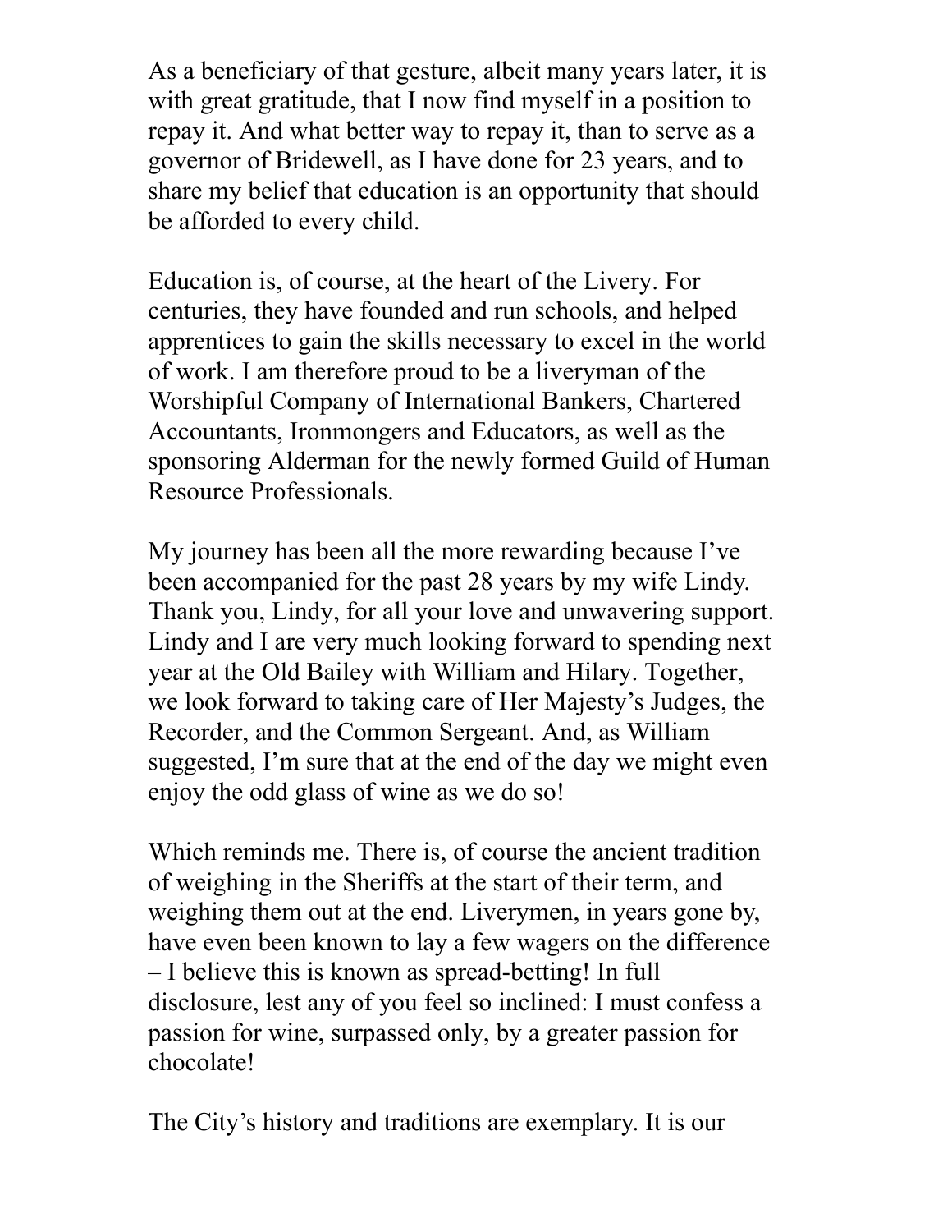As a beneficiary of that gesture, albeit many years later, it is with great gratitude, that I now find myself in a position to repay it. And what better way to repay it, than to serve as a governor of Bridewell, as I have done for 23 years, and to share my belief that education is an opportunity that should be afforded to every child.

Education is, of course, at the heart of the Livery. For centuries, they have founded and run schools, and helped apprentices to gain the skills necessary to excel in the world of work. I am therefore proud to be a liveryman of the Worshipful Company of International Bankers, Chartered Accountants, Ironmongers and Educators, as well as the sponsoring Alderman for the newly formed Guild of Human Resource Professionals.

My journey has been all the more rewarding because I've been accompanied for the past 28 years by my wife Lindy. Thank you, Lindy, for all your love and unwavering support. Lindy and I are very much looking forward to spending next year at the Old Bailey with William and Hilary. Together, we look forward to taking care of Her Majesty's Judges, the Recorder, and the Common Sergeant. And, as William suggested, I'm sure that at the end of the day we might even enjoy the odd glass of wine as we do so!

Which reminds me. There is, of course the ancient tradition of weighing in the Sheriffs at the start of their term, and weighing them out at the end. Liverymen, in years gone by, have even been known to lay a few wagers on the difference – I believe this is known as spread-betting! In full disclosure, lest any of you feel so inclined: I must confess a passion for wine, surpassed only, by a greater passion for chocolate!

The City's history and traditions are exemplary. It is our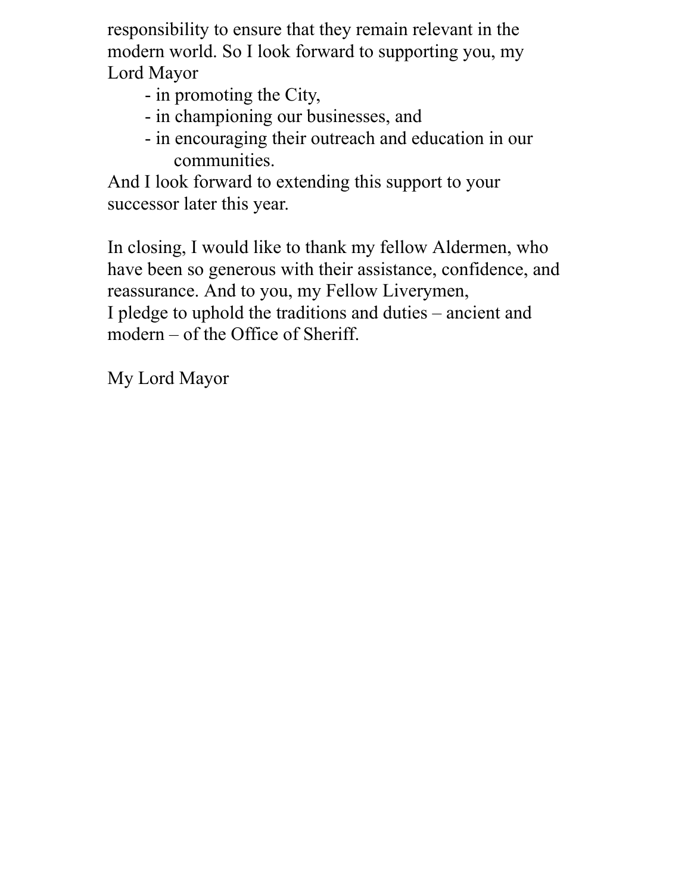responsibility to ensure that they remain relevant in the modern world. So I look forward to supporting you, my Lord Mayor

- in promoting the City,
- in championing our businesses, and
- in encouraging their outreach and education in our communities.

And I look forward to extending this support to your successor later this year.

In closing, I would like to thank my fellow Aldermen, who have been so generous with their assistance, confidence, and reassurance. And to you, my Fellow Liverymen,
I pledge to uphold the traditions and duties – ancient and modern – of the Office of Sheriff.

My Lord Mayor